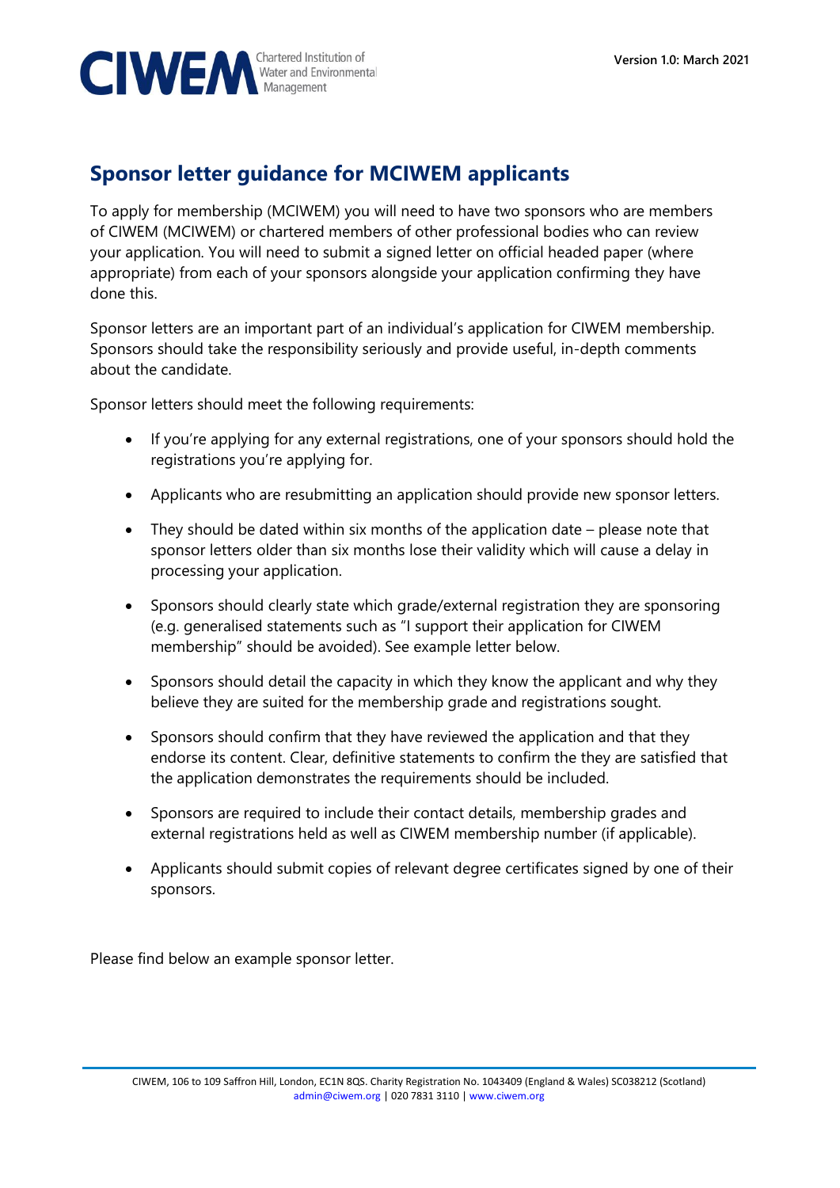## Sponsor letter guidance for MCIWEM applicants

To apply for membership (MCIWEM) you will need to have two sponsors who are members of CIWEM (MCIWEM) or chartered members of other professional bodies who can review your application. You will need to submit a signed letter on official headed paper (where appropriate) from each of your sponsors alongside your application confirming they have done this.

Sponsor letters are an important part of an individual's application for CIWEM membership. Sponsors should take the responsibility seriously and provide useful, in-depth comments about the candidate.

Sponsor letters should meet the following requirements:

- If you're applying for any external registrations, one of your sponsors should hold the registrations you're applying for.
- Applicants who are resubmitting an application should provide new sponsor letters.
- They should be dated within six months of the application date – please note that sponsor letters older than six months lose their validity which will cause a delay in processing your application.
- Sponsors should clearly state which grade/external registration they are sponsoring (e.g. generalised statements such as "I support their application for CIWEM membership" should be avoided). See example letter below.
- Sponsors should detail the capacity in which they know the applicant and why they believe they are suited for the membership grade and registrations sought.
- Sponsors should confirm that they have reviewed the application and that they endorse its content. Clear, definitive statements to confirm the they are satisfied that the application demonstrates the requirements should be included.
- Sponsors are required to include their contact details, membership grades and external registrations held as well as CIWEM membership number (if applicable).
- Applicants should submit copies of relevant degree certificates signed by one of their sponsors.

Please find below an example sponsor letter.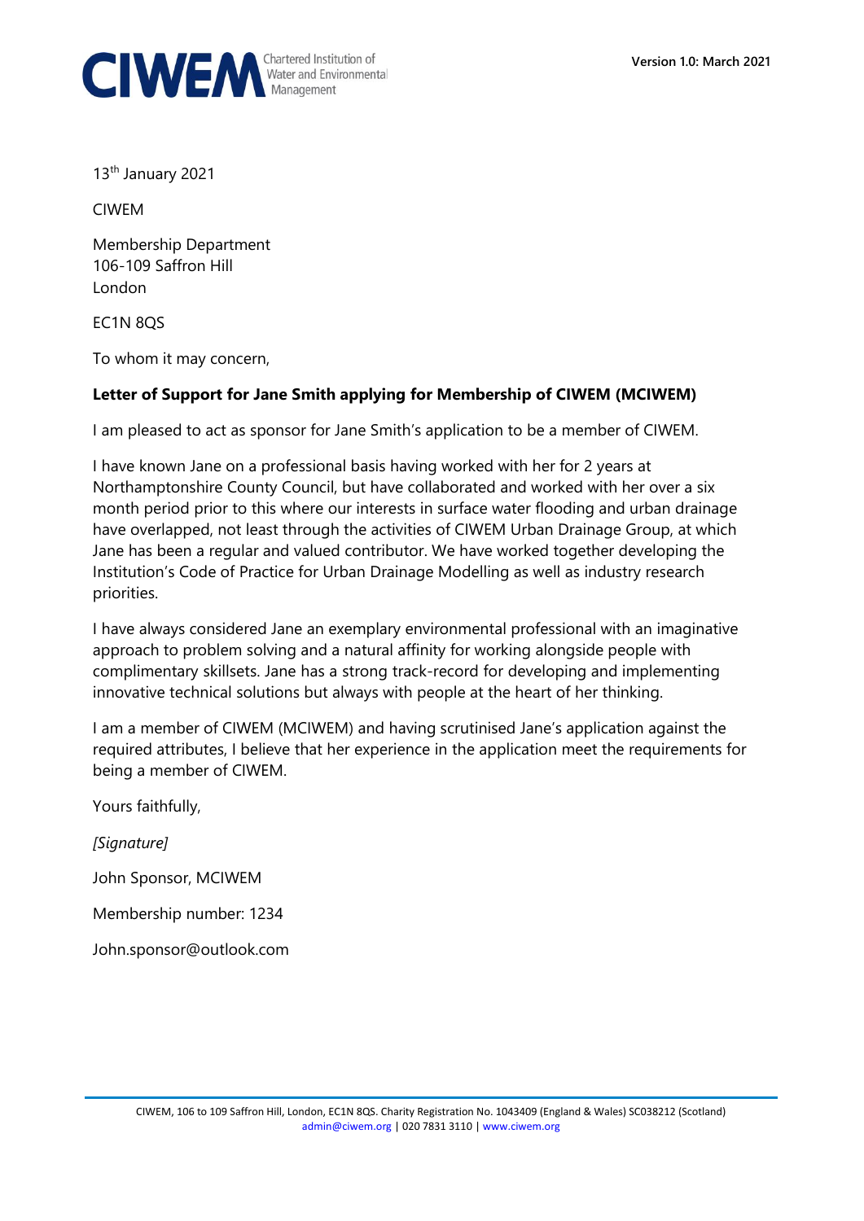13th January 2021

CIWEM

Membership Department
106-109 Saffron Hill
London

EC1N 8QS

To whom it may concern,

**Letter of Support for Jane Smith applying for Membership of CIWEM (MCIWEM)**

I am pleased to act as sponsor for Jane Smith's application to be a member of CIWEM.

I have known Jane on a professional basis having worked with her for 2 years at Northamptonshire County Council, but have collaborated and worked with her over a six month period prior to this where our interests in surface water flooding and urban drainage have overlapped, not least through the activities of CIWEM Urban Drainage Group, at which Jane has been a regular and valued contributor. We have worked together developing the Institution's Code of Practice for Urban Drainage Modelling as well as industry research priorities.

I have always considered Jane an exemplary environmental professional with an imaginative approach to problem solving and a natural affinity for working alongside people with complimentary skillsets. Jane has a strong track-record for developing and implementing innovative technical solutions but always with people at the heart of her thinking.

I am a member of CIWEM (MCIWEM) and having scrutinised Jane's application against the required attributes, I believe that her experience in the application meet the requirements for being a member of CIWEM.

Yours faithfully,

*[Signature]*

John Sponsor, MCIWEM

Membership number: 1234

John.sponsor@outlook.com